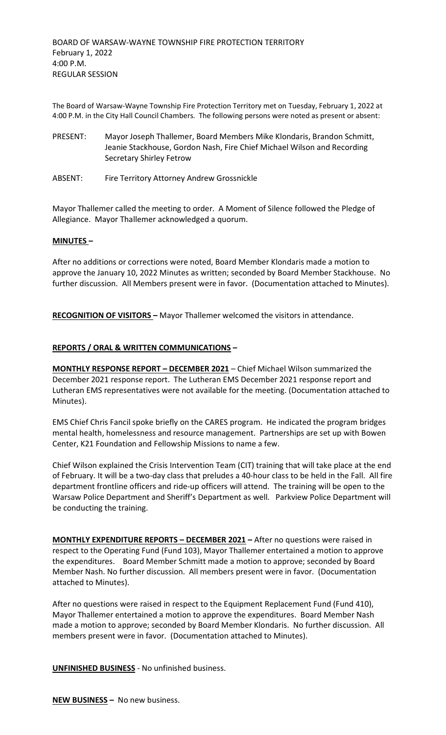BOARD OF WARSAW-WAYNE TOWNSHIP FIRE PROTECTION TERRITORY
February 1, 2022
4:00 P.M.
REGULAR SESSION

The Board of Warsaw-Wayne Township Fire Protection Territory met on Tuesday, February 1, 2022 at 4:00 P.M. in the City Hall Council Chambers. The following persons were noted as present or absent:

PRESENT: Mayor Joseph Thallemer, Board Members Mike Klondaris, Brandon Schmitt, Jeanie Stackhouse, Gordon Nash, Fire Chief Michael Wilson and Recording Secretary Shirley Fetrow

ABSENT: Fire Territory Attorney Andrew Grossnickle

Mayor Thallemer called the meeting to order. A Moment of Silence followed the Pledge of Allegiance. Mayor Thallemer acknowledged a quorum.

**MINUTES –**

After no additions or corrections were noted, Board Member Klondaris made a motion to approve the January 10, 2022 Minutes as written; seconded by Board Member Stackhouse. No further discussion. All Members present were in favor. (Documentation attached to Minutes).

**RECOGNITION OF VISITORS –** Mayor Thallemer welcomed the visitors in attendance.

**REPORTS / ORAL & WRITTEN COMMUNICATIONS –**

**MONTHLY RESPONSE REPORT – DECEMBER 2021** – Chief Michael Wilson summarized the December 2021 response report. The Lutheran EMS December 2021 response report and Lutheran EMS representatives were not available for the meeting. (Documentation attached to Minutes).

EMS Chief Chris Fancil spoke briefly on the CARES program. He indicated the program bridges mental health, homelessness and resource management. Partnerships are set up with Bowen Center, K21 Foundation and Fellowship Missions to name a few.

Chief Wilson explained the Crisis Intervention Team (CIT) training that will take place at the end of February. It will be a two-day class that preludes a 40-hour class to be held in the Fall. All fire department frontline officers and ride-up officers will attend. The training will be open to the Warsaw Police Department and Sheriff's Department as well. Parkview Police Department will be conducting the training.

**MONTHLY EXPENDITURE REPORTS – DECEMBER 2021 –** After no questions were raised in respect to the Operating Fund (Fund 103), Mayor Thallemer entertained a motion to approve the expenditures. Board Member Schmitt made a motion to approve; seconded by Board Member Nash. No further discussion. All members present were in favor. (Documentation attached to Minutes).

After no questions were raised in respect to the Equipment Replacement Fund (Fund 410), Mayor Thallemer entertained a motion to approve the expenditures. Board Member Nash made a motion to approve; seconded by Board Member Klondaris. No further discussion. All members present were in favor. (Documentation attached to Minutes).

**UNFINISHED BUSINESS** - No unfinished business.

**NEW BUSINESS –** No new business.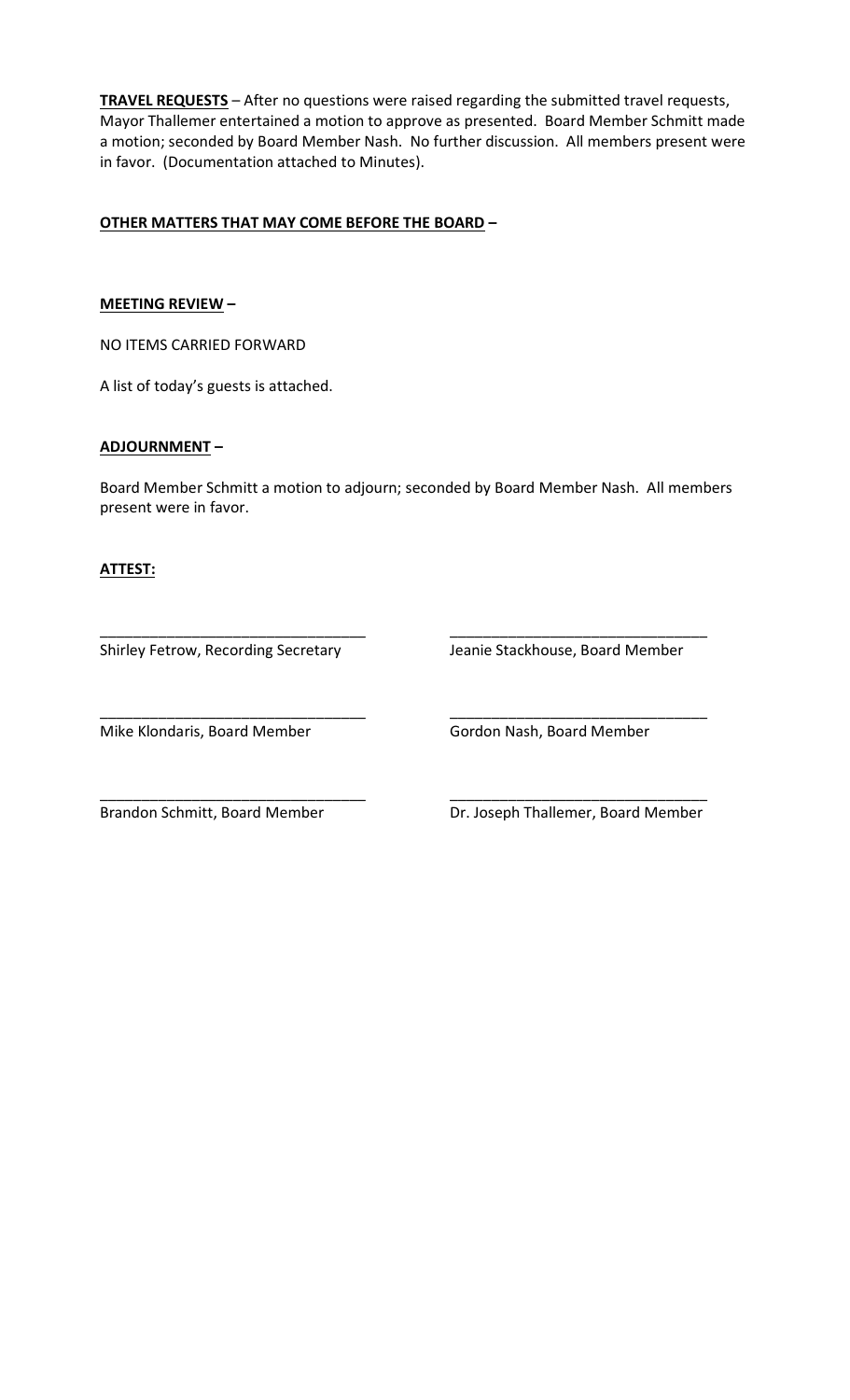**TRAVEL REQUESTS** – After no questions were raised regarding the submitted travel requests, Mayor Thallemer entertained a motion to approve as presented. Board Member Schmitt made a motion; seconded by Board Member Nash. No further discussion. All members present were in favor. (Documentation attached to Minutes).

**OTHER MATTERS THAT MAY COME BEFORE THE BOARD –**

**MEETING REVIEW –**

NO ITEMS CARRIED FORWARD

A list of today's guests is attached.

**ADJOURNMENT –**

Board Member Schmitt a motion to adjourn; seconded by Board Member Nash. All members present were in favor.

**ATTEST:**

| | |
|---|---|
| ______________________________ | ______________________________ |
| Shirley Fetrow, Recording Secretary | Jeanie Stackhouse, Board Member |
| ______________________________ | ______________________________ |
| Mike Klondaris, Board Member | Gordon Nash, Board Member |
| ______________________________ | ______________________________ |
| Brandon Schmitt, Board Member | Dr. Joseph Thallemer, Board Member |